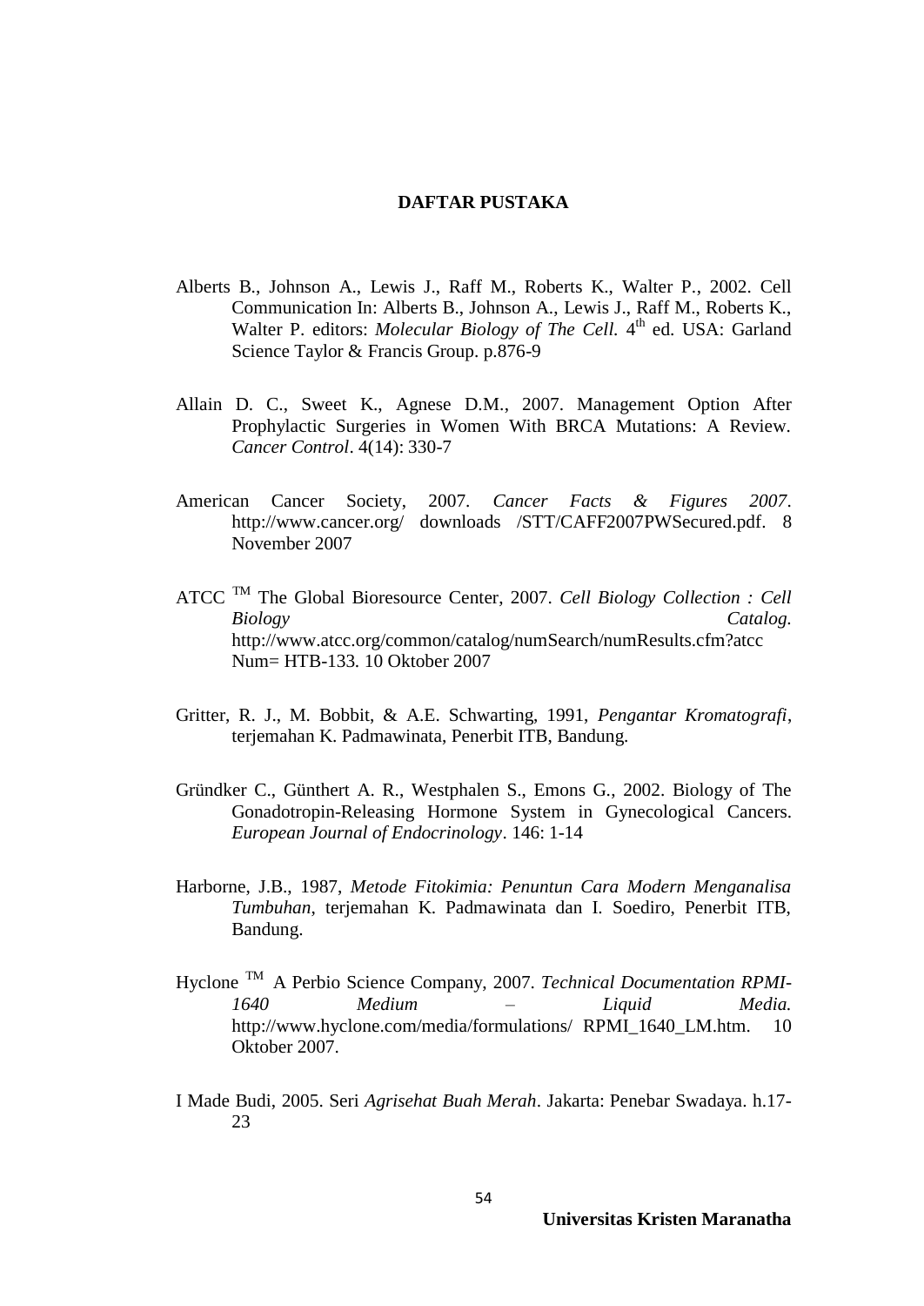# DAFTAR PUSTAKA

Alberts B., Johnson A., Lewis J., Raff M., Roberts K., Walter P., 2002. Cell Communication In: Alberts B., Johnson A., Lewis J., Raff M., Roberts K., Walter P. editors: *Molecular Biology of The Cell.* $4^{th}$ ed. USA: Garland Science Taylor & Francis Group. p.876-9

Allain D. C., Sweet K., Agnese D.M., 2007. Management Option After Prophylactic Surgeries in Women With BRCA Mutations: A Review. *Cancer Control*. 4(14): 330-7

American Cancer Society, 2007. *Cancer Facts & Figures 2007*. http://www.cancer.org/ downloads /STT/CAFF2007PWSecured.pdf. 8 November 2007

ATCC ™ The Global Bioresource Center, 2007. *Cell Biology Collection : Cell Biology Catalog.* http://www.atcc.org/common/catalog/numSearch/numResults.cfm?atcc Num= HTB-133. 10 Oktober 2007

Gritter, R. J., M. Bobbit, & A.E. Schwarting, 1991, *Pengantar Kromatografi*, terjemahan K. Padmawinata, Penerbit ITB, Bandung.

Gründker C., Günthert A. R., Westphalen S., Emons G., 2002. Biology of The Gonadotropin-Releasing Hormone System in Gynecological Cancers. *European Journal of Endocrinology*. 146: 1-14

Harborne, J.B., 1987, *Metode Fitokimia: Penuntun Cara Modern Menganalisa Tumbuhan*, terjemahan K. Padmawinata dan I. Soediro, Penerbit ITB, Bandung.

Hyclone ™ A Perbio Science Company, 2007. *Technical Documentation RPMI-1640 Medium – Liquid Media.* http://www.hyclone.com/media/formulations/ RPMI_1640_LM.htm. 10 Oktober 2007.

I Made Budi, 2005. Seri *Agrisehat Buah Merah*. Jakarta: Penebar Swadaya. h.17-23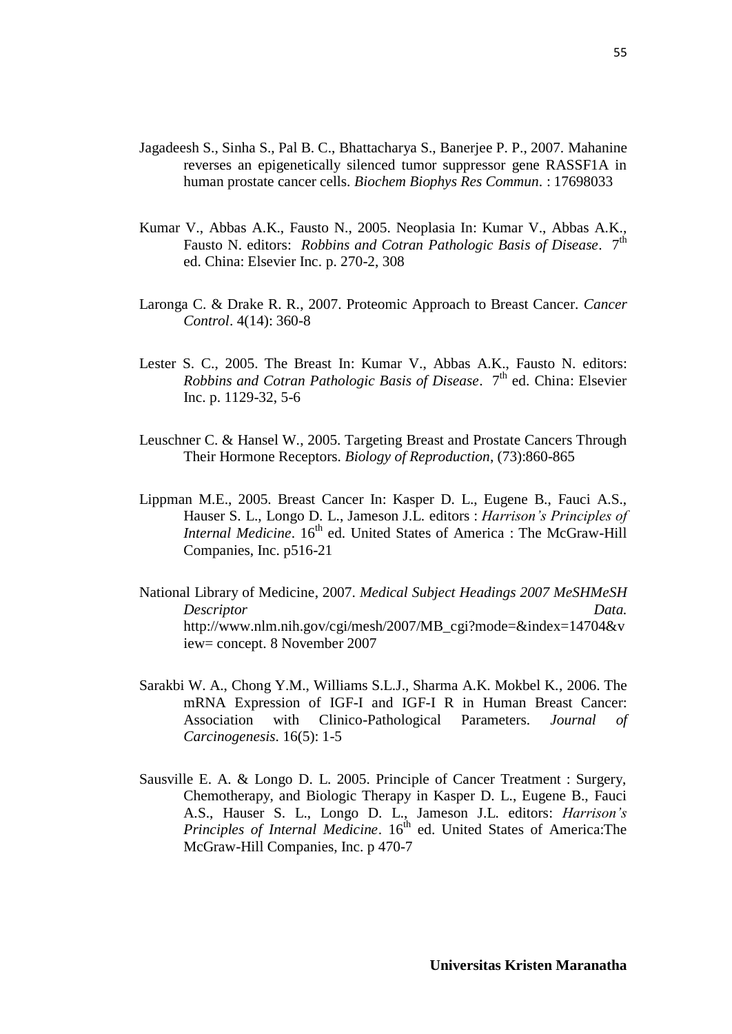Jagadeesh S., Sinha S., Pal B. C., Bhattacharya S., Banerjee P. P., 2007. Mahanine reverses an epigenetically silenced tumor suppressor gene RASSF1A in human prostate cancer cells. *Biochem Biophys Res Commun*. : 17698033

Kumar V., Abbas A.K., Fausto N., 2005. Neoplasia In: Kumar V., Abbas A.K., Fausto N. editors: *Robbins and Cotran Pathologic Basis of Disease*. 7th ed. China: Elsevier Inc. p. 270-2, 308

Laronga C. & Drake R. R., 2007. Proteomic Approach to Breast Cancer. *Cancer Control*. 4(14): 360-8

Lester S. C., 2005. The Breast In: Kumar V., Abbas A.K., Fausto N. editors: *Robbins and Cotran Pathologic Basis of Disease*. 7th ed. China: Elsevier Inc. p. 1129-32, 5-6

Leuschner C. & Hansel W., 2005. Targeting Breast and Prostate Cancers Through Their Hormone Receptors. *Biology of Reproduction*, (73):860-865

Lippman M.E., 2005. Breast Cancer In: Kasper D. L., Eugene B., Fauci A.S., Hauser S. L., Longo D. L., Jameson J.L. editors : *Harrison's Principles of Internal Medicine*. 16th ed. United States of America : The McGraw-Hill Companies, Inc. p516-21

National Library of Medicine, 2007. *Medical Subject Headings 2007 MeSHMeSH Descriptor Data.* http://www.nlm.nih.gov/cgi/mesh/2007/MB_cgi?mode=&index=14704&view= concept. 8 November 2007

Sarakbi W. A., Chong Y.M., Williams S.L.J., Sharma A.K. Mokbel K., 2006. The mRNA Expression of IGF-I and IGF-I R in Human Breast Cancer: Association with Clinico-Pathological Parameters. *Journal of Carcinogenesis*. 16(5): 1-5

Sausville E. A. & Longo D. L. 2005. Principle of Cancer Treatment : Surgery, Chemotherapy, and Biologic Therapy in Kasper D. L., Eugene B., Fauci A.S., Hauser S. L., Longo D. L., Jameson J.L. editors: *Harrison's Principles of Internal Medicine*. 16th ed. United States of America:The McGraw-Hill Companies, Inc. p 470-7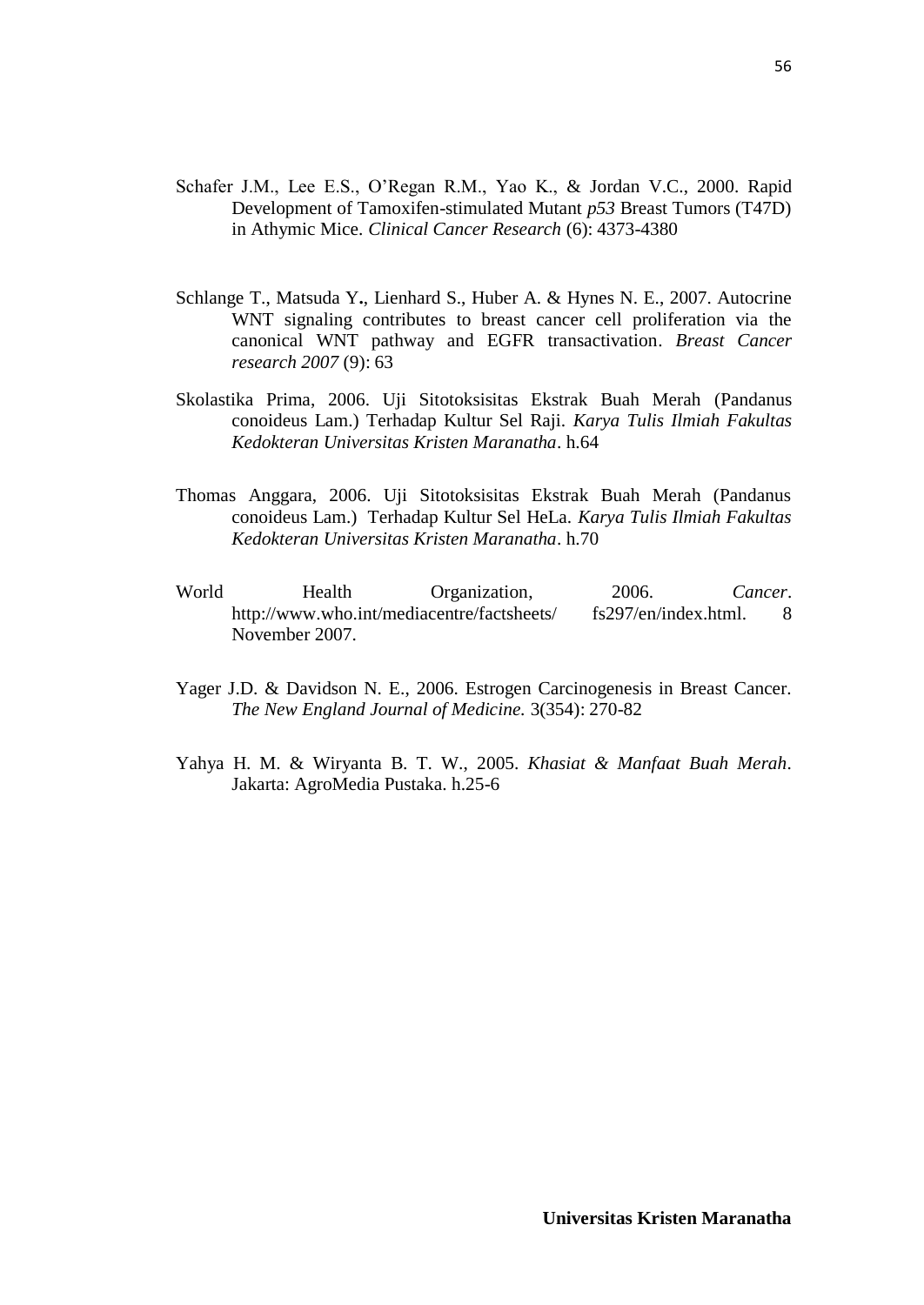Schafer J.M., Lee E.S., O'Regan R.M., Yao K., & Jordan V.C., 2000. Rapid Development of Tamoxifen-stimulated Mutant *p53* Breast Tumors (T47D) in Athymic Mice. *Clinical Cancer Research* (6): 4373-4380

Schlange T., Matsuda Y., Lienhard S., Huber A. & Hynes N. E., 2007. Autocrine WNT signaling contributes to breast cancer cell proliferation via the canonical WNT pathway and EGFR transactivation. *Breast Cancer research 2007* (9): 63

Skolastika Prima, 2006. Uji Sitotoksisitas Ekstrak Buah Merah (Pandanus conoideus Lam.) Terhadap Kultur Sel Raji. *Karya Tulis Ilmiah Fakultas Kedokteran Universitas Kristen Maranatha*. h.64

Thomas Anggara, 2006. Uji Sitotoksisitas Ekstrak Buah Merah (Pandanus conoideus Lam.) Terhadap Kultur Sel HeLa. *Karya Tulis Ilmiah Fakultas Kedokteran Universitas Kristen Maranatha*. h.70

World Health Organization, 2006. *Cancer*. http://www.who.int/mediacentre/factsheets/ fs297/en/index.html. 8 November 2007.

Yager J.D. & Davidson N. E., 2006. Estrogen Carcinogenesis in Breast Cancer. *The New England Journal of Medicine.* 3(354): 270-82

Yahya H. M. & Wiryanta B. T. W., 2005. *Khasiat & Manfaat Buah Merah*. Jakarta: AgroMedia Pustaka. h.25-6